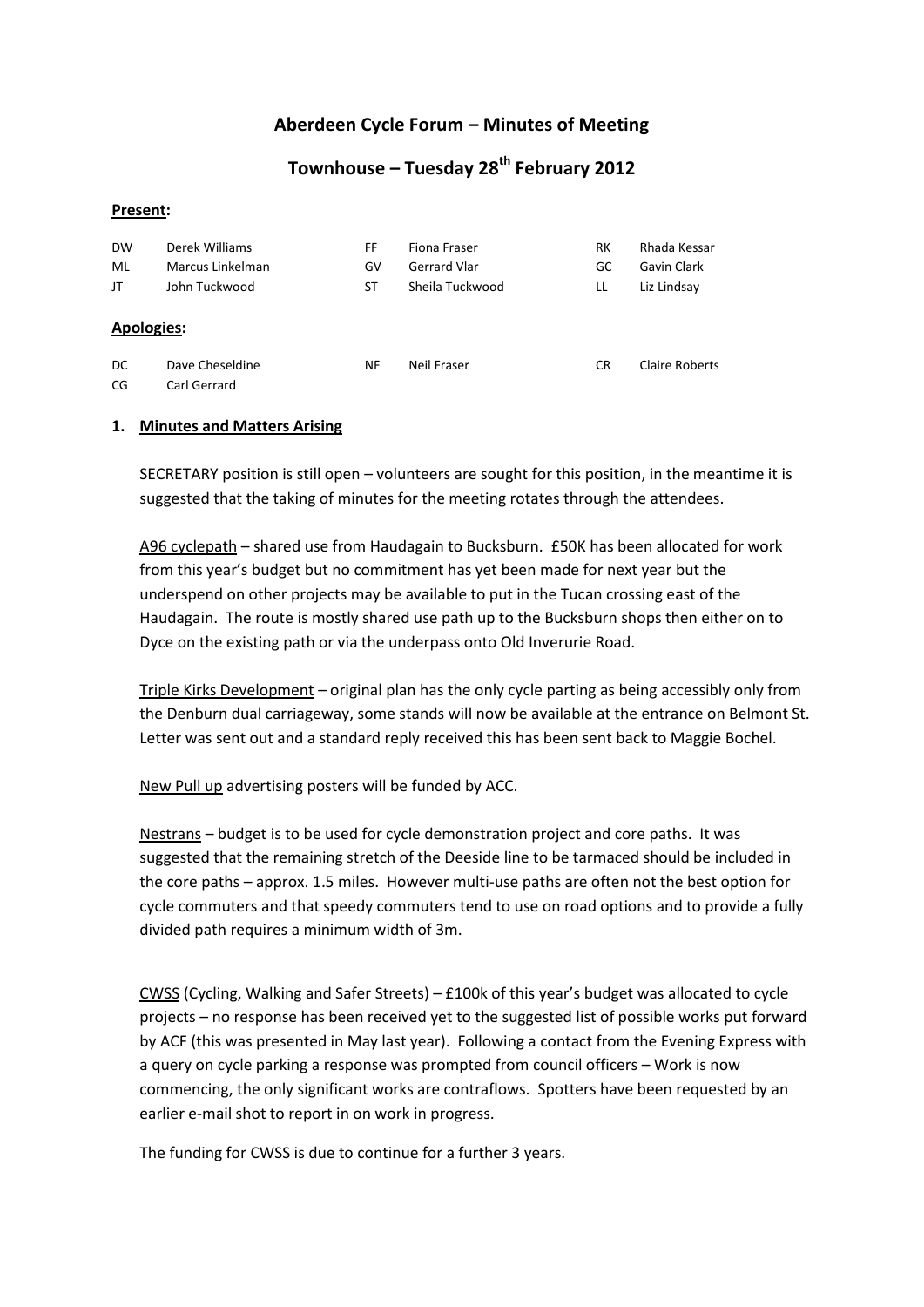# Aberdeen Cycle Forum – Minutes of Meeting

## Townhouse – Tuesday 28th February 2012

**Present:**

| | | | | | |
|---|---|---|---|---|---|
| DW | Derek Williams | FF | Fiona Fraser | RK | Rhada Kessar |
| ML | Marcus Linkelman | GV | Gerrard Vlar | GC | Gavin Clark |
| JT | John Tuckwood | ST | Sheila Tuckwood | LL | Liz Lindsay |

**Apologies:**

| | | | | | |
|---|---|---|---|---|---|
| DC | Dave Cheseldine | NF | Neil Fraser | CR | Claire Roberts |
| CG | Carl Gerrard | | | | |

### 1. Minutes and Matters Arising

SECRETARY position is still open – volunteers are sought for this position, in the meantime it is suggested that the taking of minutes for the meeting rotates through the attendees.

<u>A96 cyclepath</u> – shared use from Haudagain to Bucksburn. £50K has been allocated for work from this year's budget but no commitment has yet been made for next year but the underspend on other projects may be available to put in the Tucan crossing east of the Haudagain. The route is mostly shared use path up to the Bucksburn shops then either on to Dyce on the existing path or via the underpass onto Old Inverurie Road.

<u>Triple Kirks Development</u> – original plan has the only cycle parting as being accessibly only from the Denburn dual carriageway, some stands will now be available at the entrance on Belmont St. Letter was sent out and a standard reply received this has been sent back to Maggie Bochel.

<u>New Pull up</u> advertising posters will be funded by ACC.

<u>Nestrans</u> – budget is to be used for cycle demonstration project and core paths. It was suggested that the remaining stretch of the Deeside line to be tarmaced should be included in the core paths – approx. 1.5 miles. However multi-use paths are often not the best option for cycle commuters and that speedy commuters tend to use on road options and to provide a fully divided path requires a minimum width of 3m.

<u>CWSS</u> (Cycling, Walking and Safer Streets) – £100k of this year's budget was allocated to cycle projects – no response has been received yet to the suggested list of possible works put forward by ACF (this was presented in May last year). Following a contact from the Evening Express with a query on cycle parking a response was prompted from council officers – Work is now commencing, the only significant works are contraflows. Spotters have been requested by an earlier e-mail shot to report in on work in progress.

The funding for CWSS is due to continue for a further 3 years.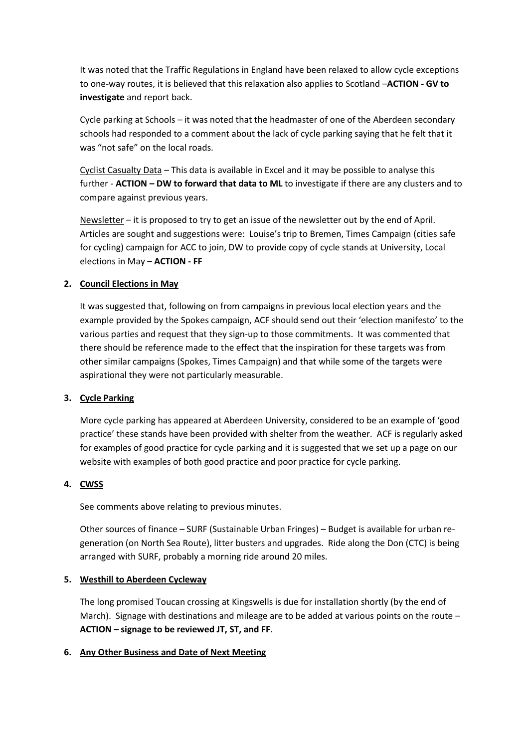It was noted that the Traffic Regulations in England have been relaxed to allow cycle exceptions to one-way routes, it is believed that this relaxation also applies to Scotland –**ACTION - GV to investigate** and report back.

Cycle parking at Schools – it was noted that the headmaster of one of the Aberdeen secondary schools had responded to a comment about the lack of cycle parking saying that he felt that it was "not safe" on the local roads.

Cyclist Casualty Data – This data is available in Excel and it may be possible to analyse this further - **ACTION – DW to forward that data to ML** to investigate if there are any clusters and to compare against previous years.

Newsletter – it is proposed to try to get an issue of the newsletter out by the end of April. Articles are sought and suggestions were: Louise's trip to Bremen, Times Campaign (cities safe for cycling) campaign for ACC to join, DW to provide copy of cycle stands at University, Local elections in May – **ACTION - FF**

**2. Council Elections in May**

It was suggested that, following on from campaigns in previous local election years and the example provided by the Spokes campaign, ACF should send out their 'election manifesto' to the various parties and request that they sign-up to those commitments. It was commented that there should be reference made to the effect that the inspiration for these targets was from other similar campaigns (Spokes, Times Campaign) and that while some of the targets were aspirational they were not particularly measurable.

**3. Cycle Parking**

More cycle parking has appeared at Aberdeen University, considered to be an example of 'good practice' these stands have been provided with shelter from the weather. ACF is regularly asked for examples of good practice for cycle parking and it is suggested that we set up a page on our website with examples of both good practice and poor practice for cycle parking.

**4. CWSS**

See comments above relating to previous minutes.

Other sources of finance – SURF (Sustainable Urban Fringes) – Budget is available for urban re-generation (on North Sea Route), litter busters and upgrades. Ride along the Don (CTC) is being arranged with SURF, probably a morning ride around 20 miles.

**5. Westhill to Aberdeen Cycleway**

The long promised Toucan crossing at Kingswells is due for installation shortly (by the end of March). Signage with destinations and mileage are to be added at various points on the route – **ACTION – signage to be reviewed JT, ST, and FF**.

**6. Any Other Business and Date of Next Meeting**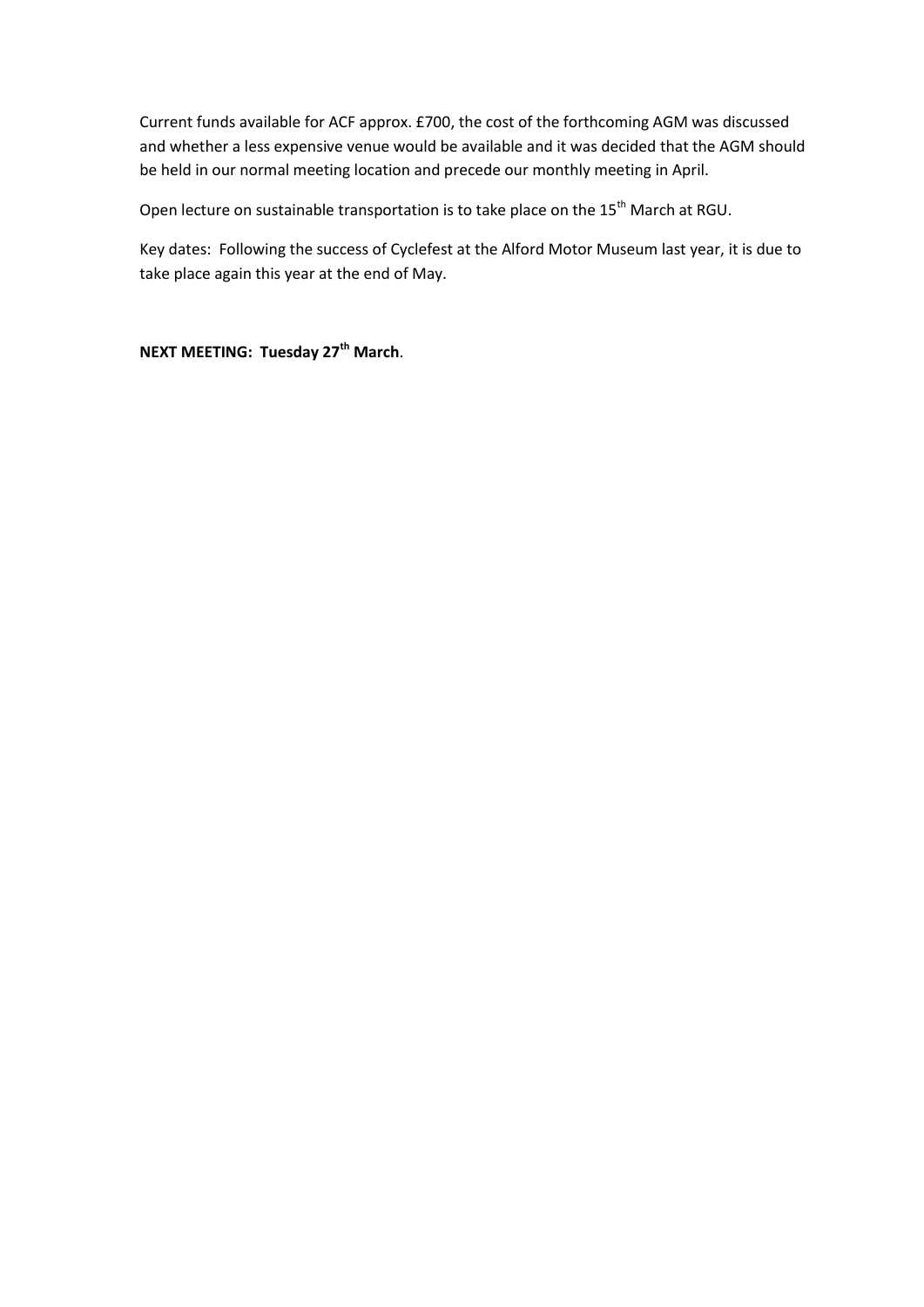Current funds available for ACF approx. £700, the cost of the forthcoming AGM was discussed and whether a less expensive venue would be available and it was decided that the AGM should be held in our normal meeting location and precede our monthly meeting in April.

Open lecture on sustainable transportation is to take place on the 15th March at RGU.

Key dates: Following the success of Cyclefest at the Alford Motor Museum last year, it is due to take place again this year at the end of May.

**NEXT MEETING: Tuesday 27th March**.